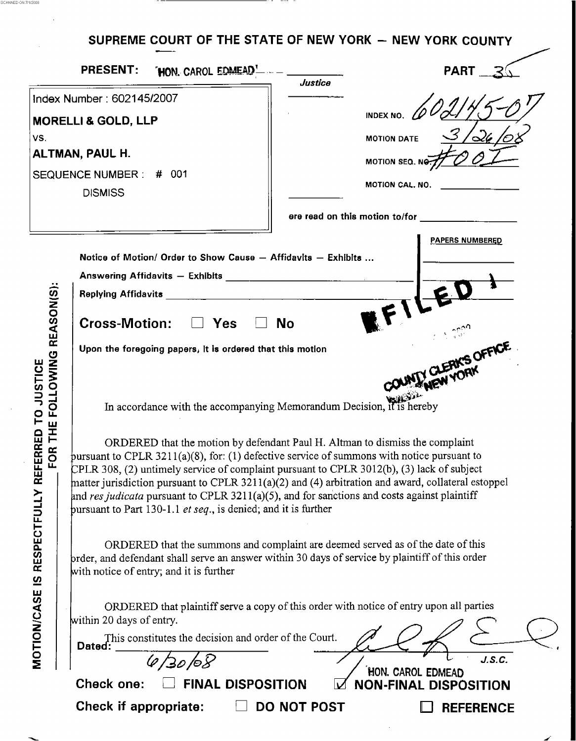SCANNED ON 7/1/2008

# SUPREME COURT OF THE STATE OF NEW YORK – NEW YORK COUNTY

**PRESENT:** HON. CAROL EDMEAD
*Justice*

**PART** 35

Index Number : 602145/2007
**MORELLI & GOLD, LLP**
VS.
**ALTMAN, PAUL H.**
SEQUENCE NUMBER : # 001
DISMISS

INDEX NO. 602145-07
MOTION DATE 3/26/08
MOTION SEQ. NO. #001
MOTION CAL. NO.

ere read on this motion to/for

| | PAPERS NUMBERED |
|---|---|
| Notice of Motion/ Order to Show Cause – Affidavits – Exhibits ... | |
| Answering Affidavits – Exhibits | |
| Replying Affidavits | |

**Cross-Motion:** ☐ Yes ☐ No

FILED
COUNTY CLERK'S OFFICE
NEW YORK

MOTION/CASE IS RESPECTFULLY REFERRED TO JUSTICE FOR THE FOLLOWING REASON(S):

Upon the foregoing papers, it is ordered that this motion

In accordance with the accompanying Memorandum Decision, it is hereby

ORDERED that the motion by defendant Paul H. Altman to dismiss the complaint pursuant to CPLR 3211(a)(8), for: (1) defective service of summons with notice pursuant to CPLR 308, (2) untimely service of complaint pursuant to CPLR 3012(b), (3) lack of subject matter jurisdiction pursuant to CPLR 3211(a)(2) and (4) arbitration and award, collateral estoppel and *res judicata* pursuant to CPLR 3211(a)(5), and for sanctions and costs against plaintiff pursuant to Part 130-1.1 *et seq.*, is denied; and it is further

ORDERED that the summons and complaint are deemed served as of the date of this order, and defendant shall serve an answer within 30 days of service by plaintiff of this order with notice of entry; and it is further

ORDERED that plaintiff serve a copy of this order with notice of entry upon all parties within 20 days of entry.

This constitutes the decision and order of the Court.

Dated: 6/30/08

J.S.C.
HON. CAROL EDMEAD

**Check one:** ☐ **FINAL DISPOSITION** ☑ **NON-FINAL DISPOSITION**

**Check if appropriate:** ☐ **DO NOT POST** ☐ **REFERENCE**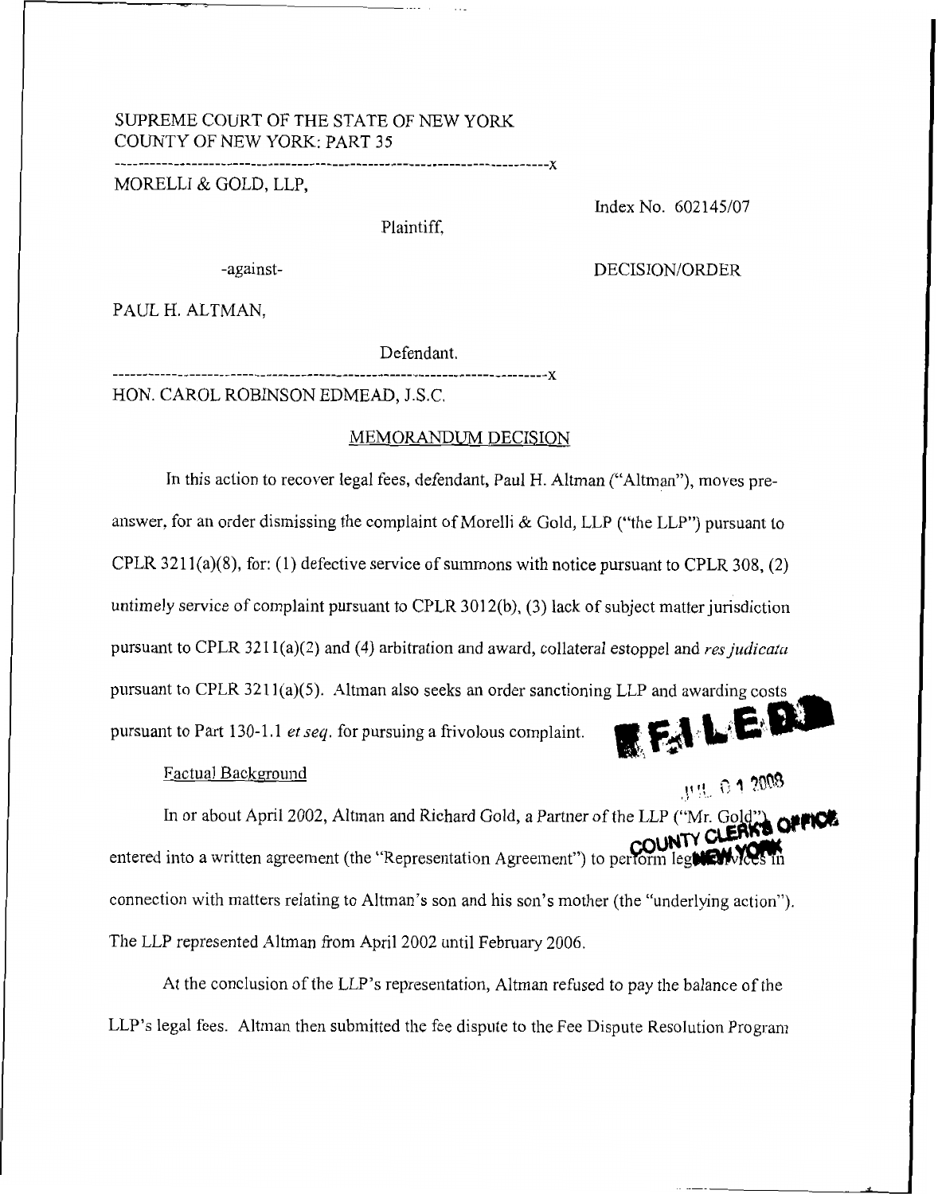SUPREME COURT OF THE STATE OF NEW YORK
COUNTY OF NEW YORK: PART 35

---

MORELLI & GOLD, LLP,

Plaintiff,

Index No. 602145/07

-against-

DECISION/ORDER

PAUL H. ALTMAN,

Defendant.

---

HON. CAROL ROBINSON EDMEAD, J.S.C.

## MEMORANDUM DECISION

In this action to recover legal fees, defendant, Paul H. Altman ("Altman"), moves pre-answer, for an order dismissing the complaint of Morelli & Gold, LLP ("the LLP") pursuant to CPLR 3211(a)(8), for: (1) defective service of summons with notice pursuant to CPLR 308, (2) untimely service of complaint pursuant to CPLR 3012(b), (3) lack of subject matter jurisdiction pursuant to CPLR 3211(a)(2) and (4) arbitration and award, collateral estoppel and *res judicata* pursuant to CPLR 3211(a)(5). Altman also seeks an order sanctioning LLP and awarding costs pursuant to Part 130-1.1 *et seq.* for pursuing a frivolous complaint.

FILED
JUL 01 2008
COUNTY CLERK'S OFFICE
NEW YORK

### Factual Background

In or about April 2002, Altman and Richard Gold, a Partner of the LLP ("Mr. Gold") entered into a written agreement (the "Representation Agreement") to perform legal services in connection with matters relating to Altman's son and his son's mother (the "underlying action"). The LLP represented Altman from April 2002 until February 2006.

At the conclusion of the LLP's representation, Altman refused to pay the balance of the LLP's legal fees. Altman then submitted the fee dispute to the Fee Dispute Resolution Program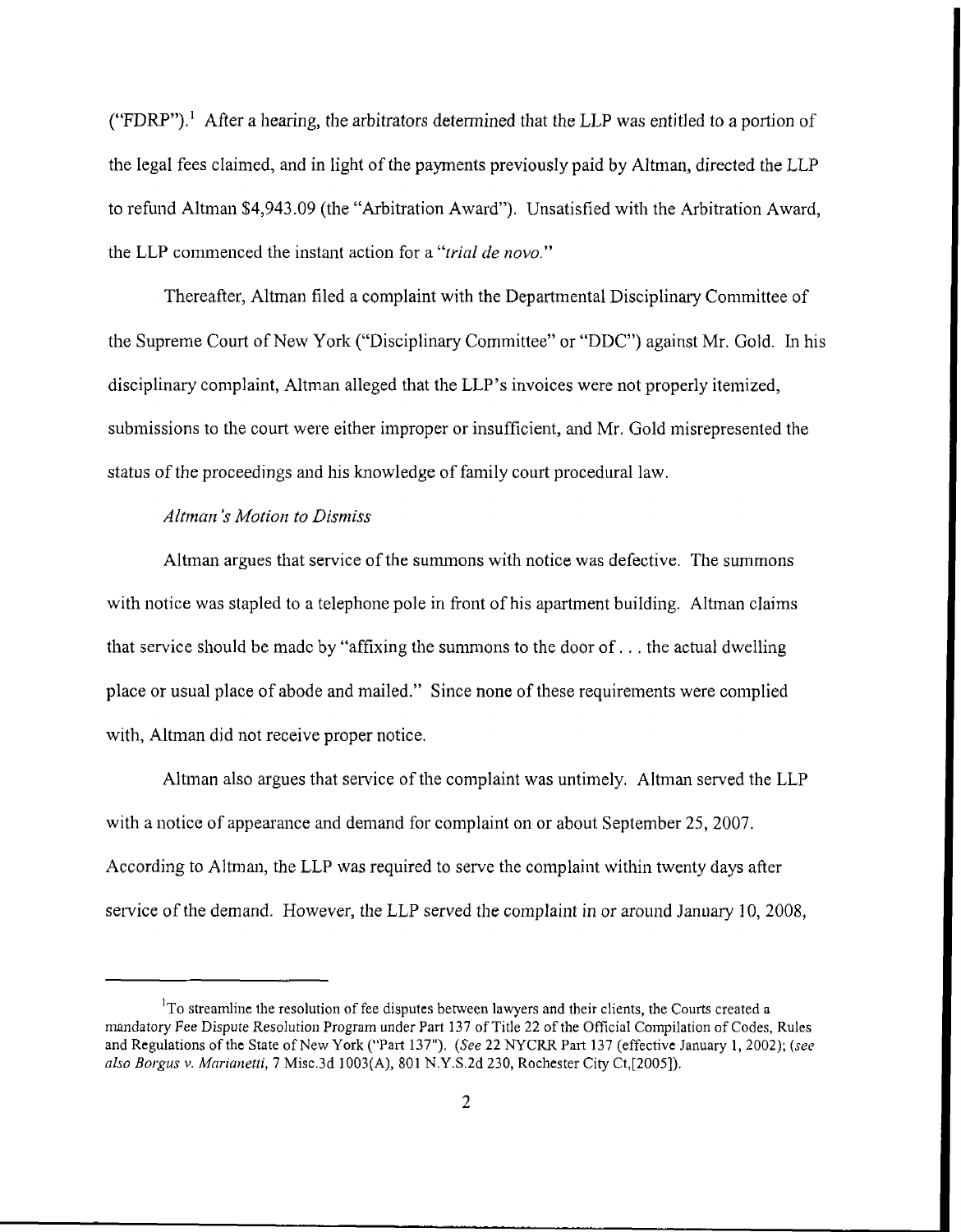("FDRP").[1] After a hearing, the arbitrators determined that the LLP was entitled to a portion of the legal fees claimed, and in light of the payments previously paid by Altman, directed the LLP to refund Altman $4,943.09 (the "Arbitration Award"). Unsatisfied with the Arbitration Award, the LLP commenced the instant action for a "*trial de novo.*"

Thereafter, Altman filed a complaint with the Departmental Disciplinary Committee of the Supreme Court of New York ("Disciplinary Committee" or "DDC") against Mr. Gold. In his disciplinary complaint, Altman alleged that the LLP's invoices were not properly itemized, submissions to the court were either improper or insufficient, and Mr. Gold misrepresented the status of the proceedings and his knowledge of family court procedural law.

*Altman's Motion to Dismiss*

Altman argues that service of the summons with notice was defective. The summons with notice was stapled to a telephone pole in front of his apartment building. Altman claims that service should be made by "affixing the summons to the door of . . . the actual dwelling place or usual place of abode and mailed." Since none of these requirements were complied with, Altman did not receive proper notice.

Altman also argues that service of the complaint was untimely. Altman served the LLP with a notice of appearance and demand for complaint on or about September 25, 2007. According to Altman, the LLP was required to serve the complaint within twenty days after service of the demand. However, the LLP served the complaint in or around January 10, 2008,

---

[1] To streamline the resolution of fee disputes between lawyers and their clients, the Courts created a mandatory Fee Dispute Resolution Program under Part 137 of Title 22 of the Official Compilation of Codes, Rules and Regulations of the State of New York ("Part 137"). (*See* 22 NYCRR Part 137 (effective January 1, 2002); (*see also Borgus v. Marianetti*, 7 Misc.3d 1003(A), 801 N.Y.S.2d 230, Rochester City Ct,[2005]).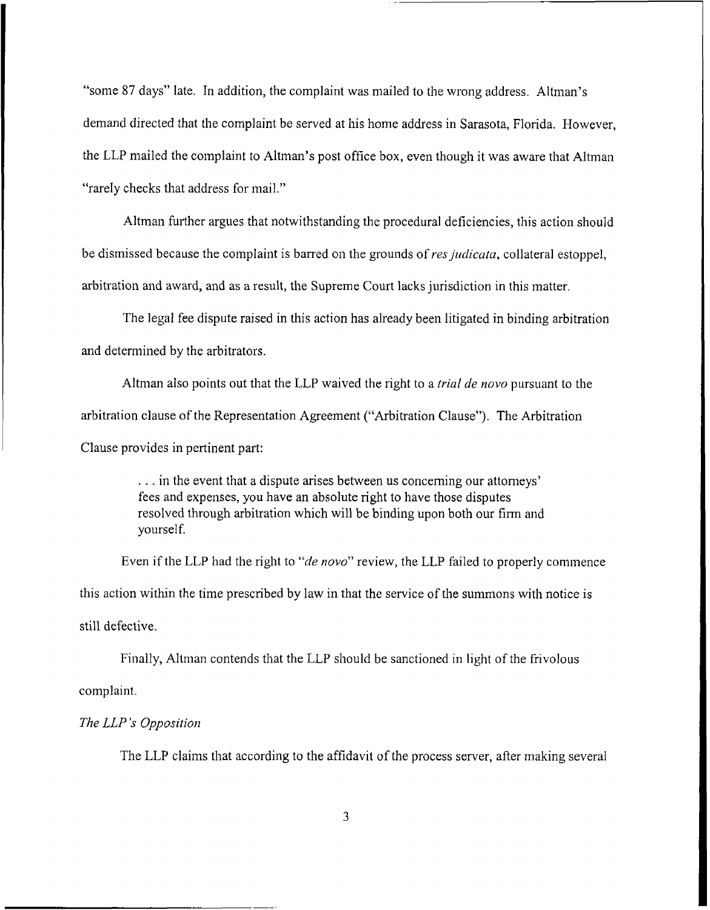"some 87 days" late. In addition, the complaint was mailed to the wrong address. Altman's demand directed that the complaint be served at his home address in Sarasota, Florida. However, the LLP mailed the complaint to Altman's post office box, even though it was aware that Altman "rarely checks that address for mail."

Altman further argues that notwithstanding the procedural deficiencies, this action should be dismissed because the complaint is barred on the grounds of *res judicata*, collateral estoppel, arbitration and award, and as a result, the Supreme Court lacks jurisdiction in this matter.

The legal fee dispute raised in this action has already been litigated in binding arbitration and determined by the arbitrators.

Altman also points out that the LLP waived the right to a *trial de novo* pursuant to the arbitration clause of the Representation Agreement ("Arbitration Clause"). The Arbitration Clause provides in pertinent part:

> . . . in the event that a dispute arises between us concerning our attorneys' fees and expenses, you have an absolute right to have those disputes resolved through arbitration which will be binding upon both our firm and yourself.

Even if the LLP had the right to "*de novo*" review, the LLP failed to properly commence this action within the time prescribed by law in that the service of the summons with notice is still defective.

Finally, Altman contends that the LLP should be sanctioned in light of the frivolous complaint.

*The LLP's Opposition*

The LLP claims that according to the affidavit of the process server, after making several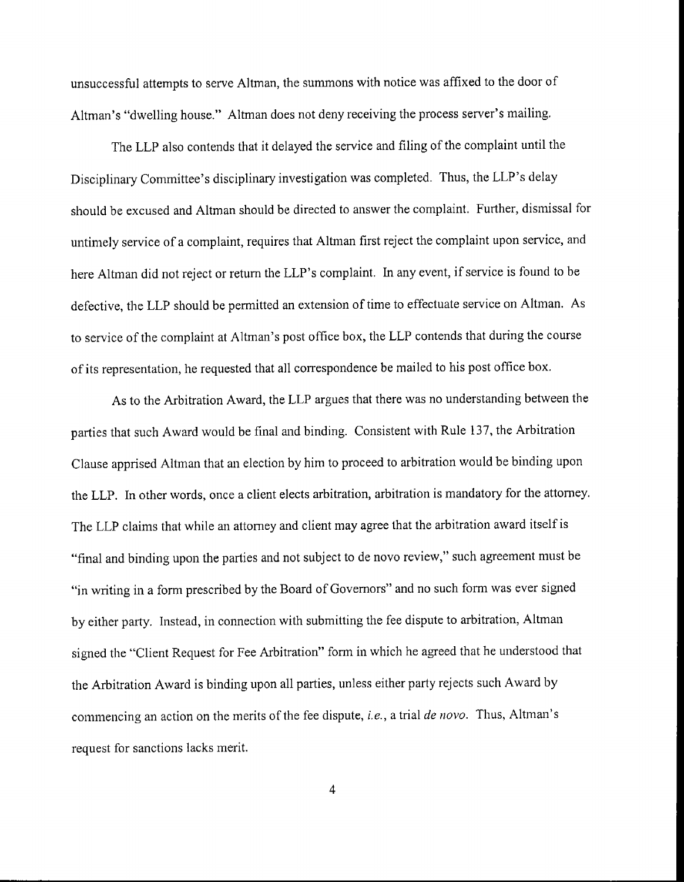unsuccessful attempts to serve Altman, the summons with notice was affixed to the door of Altman's "dwelling house." Altman does not deny receiving the process server's mailing.

The LLP also contends that it delayed the service and filing of the complaint until the Disciplinary Committee's disciplinary investigation was completed. Thus, the LLP's delay should be excused and Altman should be directed to answer the complaint. Further, dismissal for untimely service of a complaint, requires that Altman first reject the complaint upon service, and here Altman did not reject or return the LLP's complaint. In any event, if service is found to be defective, the LLP should be permitted an extension of time to effectuate service on Altman. As to service of the complaint at Altman's post office box, the LLP contends that during the course of its representation, he requested that all correspondence be mailed to his post office box.

As to the Arbitration Award, the LLP argues that there was no understanding between the parties that such Award would be final and binding. Consistent with Rule 137, the Arbitration Clause apprised Altman that an election by him to proceed to arbitration would be binding upon the LLP. In other words, once a client elects arbitration, arbitration is mandatory for the attorney. The LLP claims that while an attorney and client may agree that the arbitration award itself is "final and binding upon the parties and not subject to de novo review," such agreement must be "in writing in a form prescribed by the Board of Governors" and no such form was ever signed by either party. Instead, in connection with submitting the fee dispute to arbitration, Altman signed the "Client Request for Fee Arbitration" form in which he agreed that he understood that the Arbitration Award is binding upon all parties, unless either party rejects such Award by commencing an action on the merits of the fee dispute, *i.e.*, a trial *de novo*. Thus, Altman's request for sanctions lacks merit.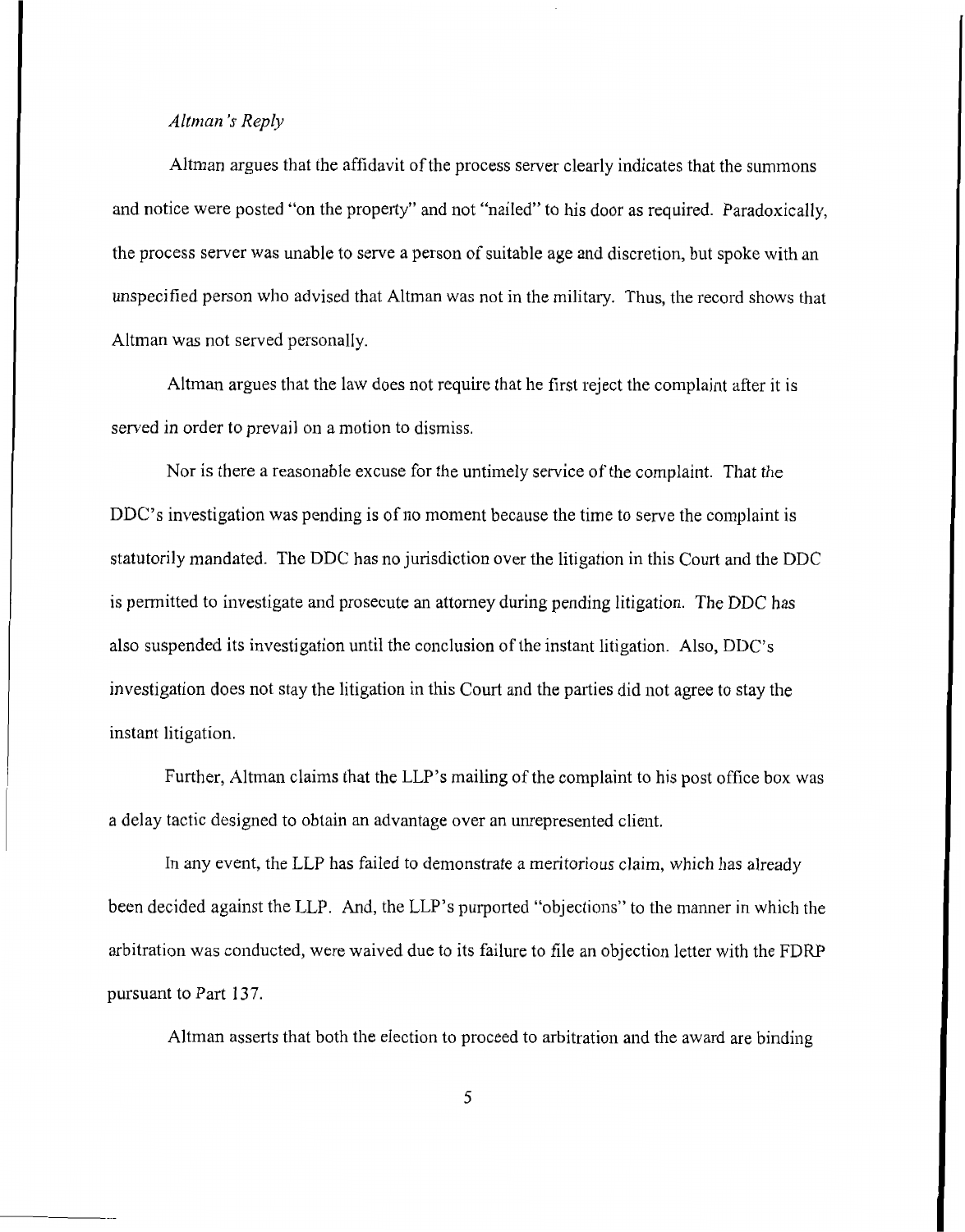*Altman's Reply*

Altman argues that the affidavit of the process server clearly indicates that the summons and notice were posted "on the property" and not "nailed" to his door as required. Paradoxically, the process server was unable to serve a person of suitable age and discretion, but spoke with an unspecified person who advised that Altman was not in the military. Thus, the record shows that Altman was not served personally.

Altman argues that the law does not require that he first reject the complaint after it is served in order to prevail on a motion to dismiss.

Nor is there a reasonable excuse for the untimely service of the complaint. That the DDC's investigation was pending is of no moment because the time to serve the complaint is statutorily mandated. The DDC has no jurisdiction over the litigation in this Court and the DDC is permitted to investigate and prosecute an attorney during pending litigation. The DDC has also suspended its investigation until the conclusion of the instant litigation. Also, DDC's investigation does not stay the litigation in this Court and the parties did not agree to stay the instant litigation.

Further, Altman claims that the LLP's mailing of the complaint to his post office box was a delay tactic designed to obtain an advantage over an unrepresented client.

In any event, the LLP has failed to demonstrate a meritorious claim, which has already been decided against the LLP. And, the LLP's purported "objections" to the manner in which the arbitration was conducted, were waived due to its failure to file an objection letter with the FDRP pursuant to Part 137.

Altman asserts that both the election to proceed to arbitration and the award are binding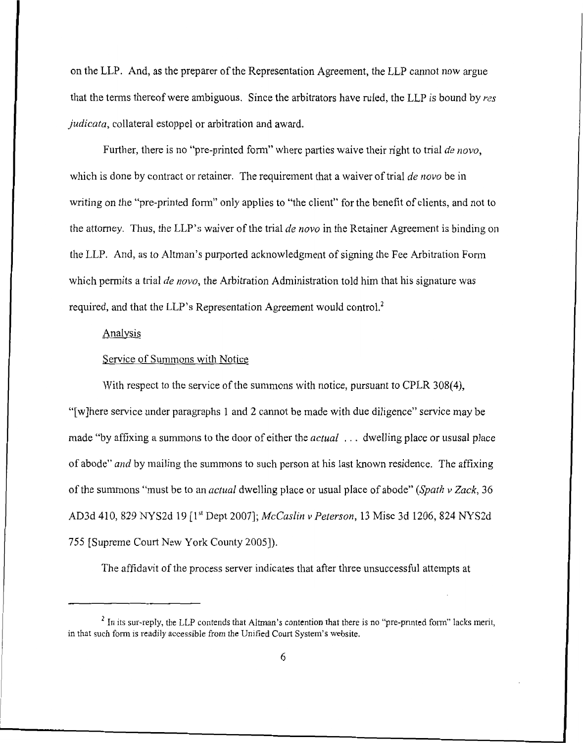on the LLP. And, as the preparer of the Representation Agreement, the LLP cannot now argue that the terms thereof were ambiguous. Since the arbitrators have ruled, the LLP is bound by *res judicata*, collateral estoppel or arbitration and award.

Further, there is no "pre-printed form" where parties waive their right to trial *de novo*, which is done by contract or retainer. The requirement that a waiver of trial *de novo* be in writing on the "pre-printed form" only applies to "the client" for the benefit of clients, and not to the attorney. Thus, the LLP's waiver of the trial *de novo* in the Retainer Agreement is binding on the LLP. And, as to Altman's purported acknowledgment of signing the Fee Arbitration Form which permits a trial *de novo*, the Arbitration Administration told him that his signature was required, and that the LLP's Representation Agreement would control.[2]

Analysis

Service of Summons with Notice

With respect to the service of the summons with notice, pursuant to CPLR 308(4), "[w]here service under paragraphs 1 and 2 cannot be made with due diligence" service may be made "by affixing a summons to the door of either the *actual* . . . dwelling place or ususal place of abode" *and* by mailing the summons to such person at his last known residence. The affixing of the summons "must be to an *actual* dwelling place or usual place of abode" (*Spath v Zack*, 36 AD3d 410, 829 NYS2d 19 [1st Dept 2007]; *McCaslin v Peterson*, 13 Misc 3d 1206, 824 NYS2d 755 [Supreme Court New York County 2005]).

The affidavit of the process server indicates that after three unsuccessful attempts at

---

[2] In its sur-reply, the LLP contends that Altman's contention that there is no "pre-printed form" lacks merit, in that such form is readily accessible from the Unified Court System's website.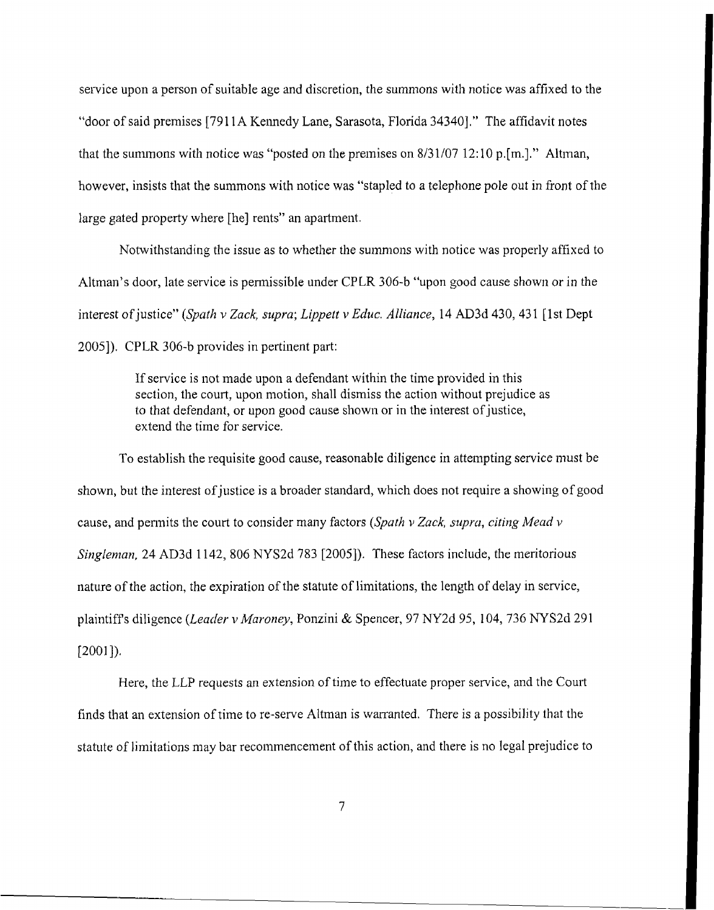service upon a person of suitable age and discretion, the summons with notice was affixed to the "door of said premises [7911A Kennedy Lane, Sarasota, Florida 34340]." The affidavit notes that the summons with notice was "posted on the premises on 8/31/07 12:10 p.[m.]." Altman, however, insists that the summons with notice was "stapled to a telephone pole out in front of the large gated property where [he] rents" an apartment.

Notwithstanding the issue as to whether the summons with notice was properly affixed to Altman's door, late service is permissible under CPLR 306-b "upon good cause shown or in the interest of justice" (*Spath v Zack, supra*; *Lippett v Educ. Alliance*, 14 AD3d 430, 431 [1st Dept 2005]). CPLR 306-b provides in pertinent part:

> If service is not made upon a defendant within the time provided in this section, the court, upon motion, shall dismiss the action without prejudice as to that defendant, or upon good cause shown or in the interest of justice, extend the time for service.

To establish the requisite good cause, reasonable diligence in attempting service must be shown, but the interest of justice is a broader standard, which does not require a showing of good cause, and permits the court to consider many factors (*Spath v Zack, supra, citing Mead v Singleman,* 24 AD3d 1142, 806 NYS2d 783 [2005]). These factors include, the meritorious nature of the action, the expiration of the statute of limitations, the length of delay in service, plaintiff's diligence (*Leader v Maroney*, Ponzini & Spencer, 97 NY2d 95, 104, 736 NYS2d 291 [2001]).

Here, the LLP requests an extension of time to effectuate proper service, and the Court finds that an extension of time to re-serve Altman is warranted. There is a possibility that the statute of limitations may bar recommencement of this action, and there is no legal prejudice to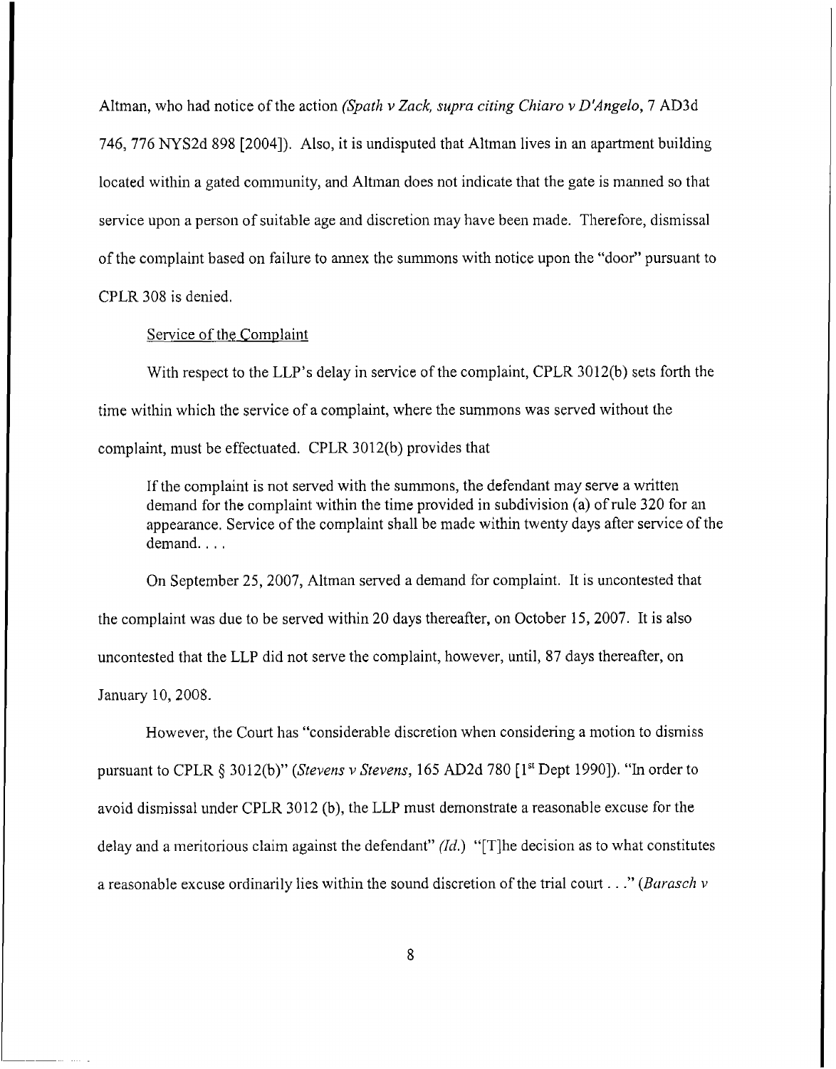Altman, who had notice of the action *(Spath v Zack, supra citing Chiaro v D'Angelo*, 7 AD3d 746, 776 NYS2d 898 [2004]). Also, it is undisputed that Altman lives in an apartment building located within a gated community, and Altman does not indicate that the gate is manned so that service upon a person of suitable age and discretion may have been made. Therefore, dismissal of the complaint based on failure to annex the summons with notice upon the "door" pursuant to CPLR 308 is denied.

<u>Service of the Complaint</u>

With respect to the LLP's delay in service of the complaint, CPLR 3012(b) sets forth the time within which the service of a complaint, where the summons was served without the complaint, must be effectuated. CPLR 3012(b) provides that

> If the complaint is not served with the summons, the defendant may serve a written demand for the complaint within the time provided in subdivision (a) of rule 320 for an appearance. Service of the complaint shall be made within twenty days after service of the demand. . . .

On September 25, 2007, Altman served a demand for complaint. It is uncontested that the complaint was due to be served within 20 days thereafter, on October 15, 2007. It is also uncontested that the LLP did not serve the complaint, however, until, 87 days thereafter, on January 10, 2008.

However, the Court has "considerable discretion when considering a motion to dismiss pursuant to CPLR § 3012(b)" *(Stevens v Stevens*, 165 AD2d 780 [1st Dept 1990]). "In order to avoid dismissal under CPLR 3012 (b), the LLP must demonstrate a reasonable excuse for the delay and a meritorious claim against the defendant" *(Id.)* "[T]he decision as to what constitutes a reasonable excuse ordinarily lies within the sound discretion of the trial court . . ." *(Barasch v*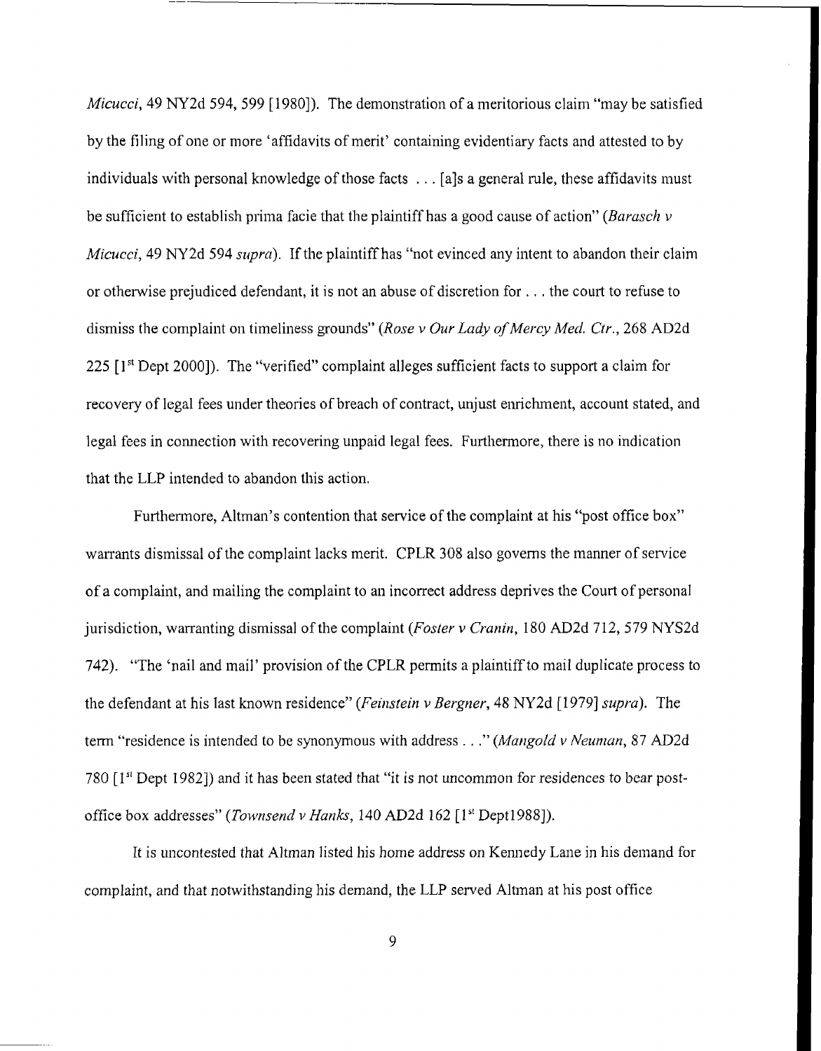*Micucci*, 49 NY2d 594, 599 [1980]). The demonstration of a meritorious claim "may be satisfied by the filing of one or more 'affidavits of merit' containing evidentiary facts and attested to by individuals with personal knowledge of those facts . . . [a]s a general rule, these affidavits must be sufficient to establish prima facie that the plaintiff has a good cause of action" (*Barasch v Micucci*, 49 NY2d 594 *supra*). If the plaintiff has "not evinced any intent to abandon their claim or otherwise prejudiced defendant, it is not an abuse of discretion for . . . the court to refuse to dismiss the complaint on timeliness grounds" (*Rose v Our Lady of Mercy Med. Ctr.*, 268 AD2d 225 [1st Dept 2000]). The "verified" complaint alleges sufficient facts to support a claim for recovery of legal fees under theories of breach of contract, unjust enrichment, account stated, and legal fees in connection with recovering unpaid legal fees. Furthermore, there is no indication that the LLP intended to abandon this action.

Furthermore, Altman's contention that service of the complaint at his "post office box" warrants dismissal of the complaint lacks merit. CPLR 308 also governs the manner of service of a complaint, and mailing the complaint to an incorrect address deprives the Court of personal jurisdiction, warranting dismissal of the complaint (*Foster v Cranin*, 180 AD2d 712, 579 NYS2d 742). "The 'nail and mail' provision of the CPLR permits a plaintiff to mail duplicate process to the defendant at his last known residence" (*Feinstein v Bergner*, 48 NY2d [1979] *supra*). The term "residence is intended to be synonymous with address . . ." (*Mangold v Neuman*, 87 AD2d 780 [1st Dept 1982]) and it has been stated that "it is not uncommon for residences to bear post-office box addresses" (*Townsend v Hanks*, 140 AD2d 162 [1st Dept1988]).

It is uncontested that Altman listed his home address on Kennedy Lane in his demand for complaint, and that notwithstanding his demand, the LLP served Altman at his post office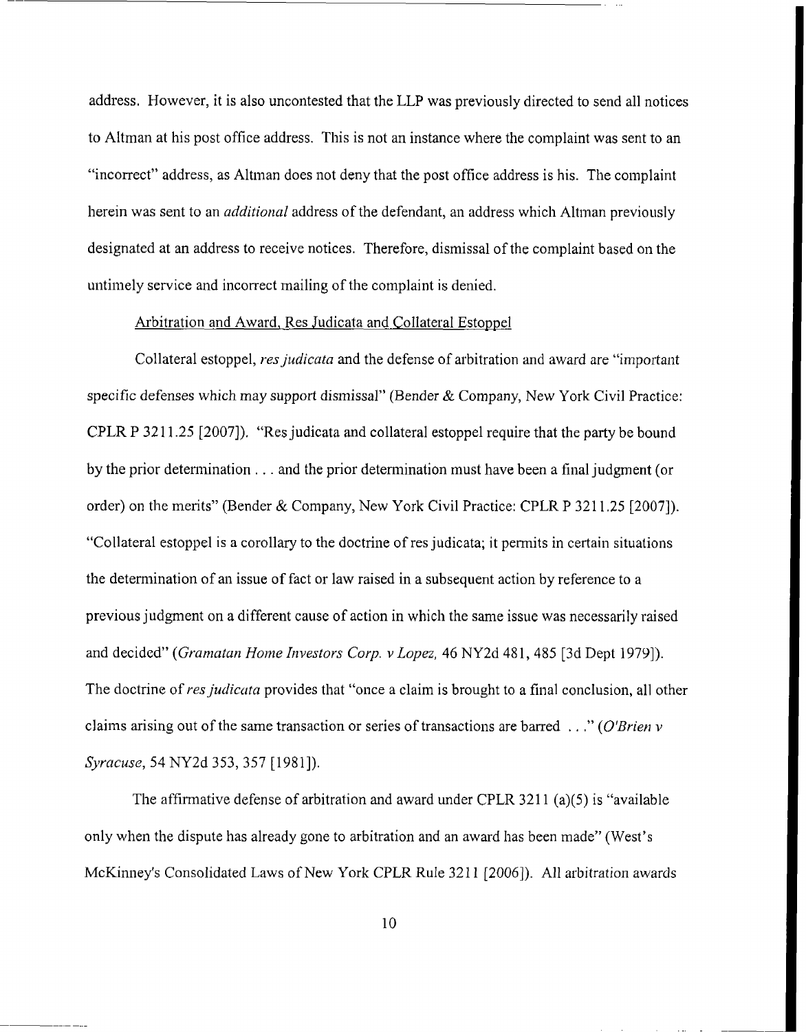address. However, it is also uncontested that the LLP was previously directed to send all notices to Altman at his post office address. This is not an instance where the complaint was sent to an "incorrect" address, as Altman does not deny that the post office address is his. The complaint herein was sent to an *additional* address of the defendant, an address which Altman previously designated at an address to receive notices. Therefore, dismissal of the complaint based on the untimely service and incorrect mailing of the complaint is denied.

Arbitration and Award, Res Judicata and Collateral Estoppel

Collateral estoppel, *res judicata* and the defense of arbitration and award are "important specific defenses which may support dismissal" (Bender & Company, New York Civil Practice: CPLR P 3211.25 [2007]). "Res judicata and collateral estoppel require that the party be bound by the prior determination . . . and the prior determination must have been a final judgment (or order) on the merits" (Bender & Company, New York Civil Practice: CPLR P 3211.25 [2007]). "Collateral estoppel is a corollary to the doctrine of res judicata; it permits in certain situations the determination of an issue of fact or law raised in a subsequent action by reference to a previous judgment on a different cause of action in which the same issue was necessarily raised and decided" (*Gramatan Home Investors Corp. v Lopez,* 46 NY2d 481, 485 [3d Dept 1979]). The doctrine of *res judicata* provides that "once a claim is brought to a final conclusion, all other claims arising out of the same transaction or series of transactions are barred . . ." (*O'Brien v Syracuse*, 54 NY2d 353, 357 [1981]).

The affirmative defense of arbitration and award under CPLR 3211 (a)(5) is "available only when the dispute has already gone to arbitration and an award has been made" (West's McKinney's Consolidated Laws of New York CPLR Rule 3211 [2006]). All arbitration awards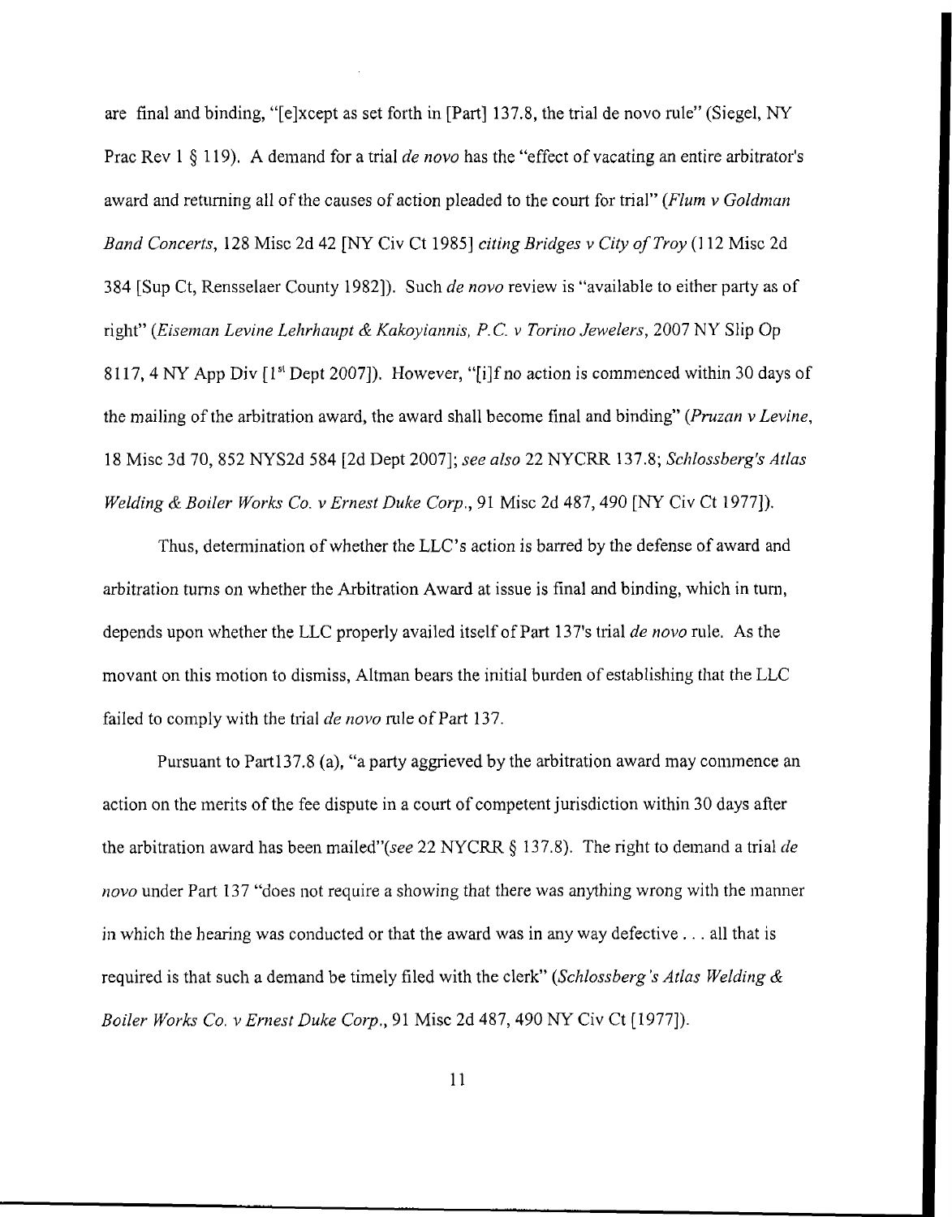are final and binding, "[e]xcept as set forth in [Part] 137.8, the trial de novo rule" (Siegel, NY Prac Rev 1 § 119). A demand for a trial *de novo* has the "effect of vacating an entire arbitrator's award and returning all of the causes of action pleaded to the court for trial" (*Flum v Goldman Band Concerts*, 128 Misc 2d 42 [NY Civ Ct 1985] *citing Bridges v City of Troy* (112 Misc 2d 384 [Sup Ct, Rensselaer County 1982]). Such *de novo* review is "available to either party as of right" (*Eiseman Levine Lehrhaupt & Kakoyiannis, P.C. v Torino Jewelers*, 2007 NY Slip Op 8117, 4 NY App Div [1st Dept 2007]). However, "[i]f no action is commenced within 30 days of the mailing of the arbitration award, the award shall become final and binding" (*Pruzan v Levine*, 18 Misc 3d 70, 852 NYS2d 584 [2d Dept 2007]; *see also* 22 NYCRR 137.8; *Schlossberg's Atlas Welding & Boiler Works Co. v Ernest Duke Corp.*, 91 Misc 2d 487, 490 [NY Civ Ct 1977]).

Thus, determination of whether the LLC's action is barred by the defense of award and arbitration turns on whether the Arbitration Award at issue is final and binding, which in turn, depends upon whether the LLC properly availed itself of Part 137's trial *de novo* rule. As the movant on this motion to dismiss, Altman bears the initial burden of establishing that the LLC failed to comply with the trial *de novo* rule of Part 137.

Pursuant to Part137.8 (a), "a party aggrieved by the arbitration award may commence an action on the merits of the fee dispute in a court of competent jurisdiction within 30 days after the arbitration award has been mailed"(*see* 22 NYCRR § 137.8). The right to demand a trial *de novo* under Part 137 "does not require a showing that there was anything wrong with the manner in which the hearing was conducted or that the award was in any way defective . . . all that is required is that such a demand be timely filed with the clerk" (*Schlossberg's Atlas Welding & Boiler Works Co. v Ernest Duke Corp.*, 91 Misc 2d 487, 490 NY Civ Ct [1977]).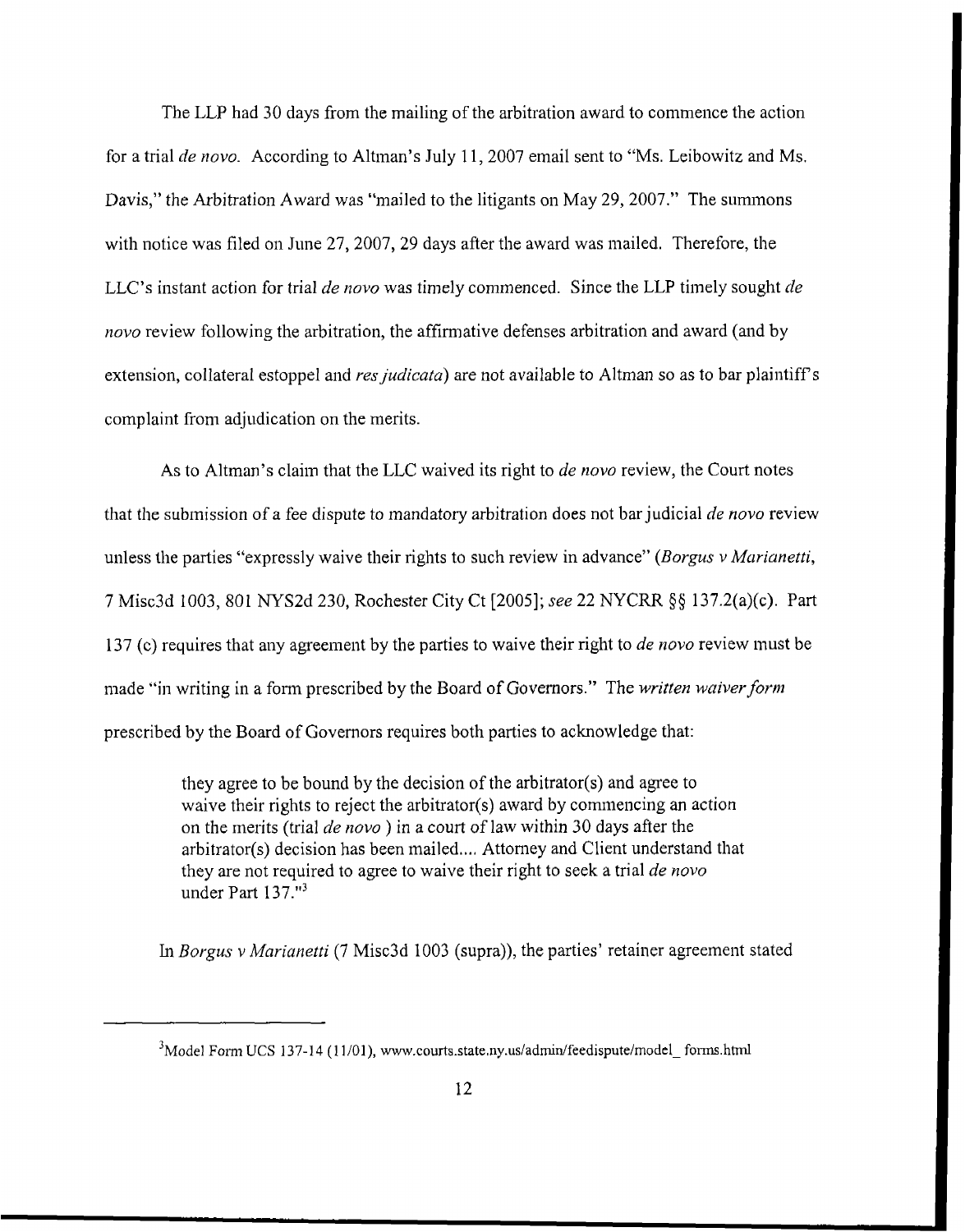The LLP had 30 days from the mailing of the arbitration award to commence the action for a trial *de novo*. According to Altman's July 11, 2007 email sent to "Ms. Leibowitz and Ms. Davis," the Arbitration Award was "mailed to the litigants on May 29, 2007." The summons with notice was filed on June 27, 2007, 29 days after the award was mailed. Therefore, the LLC's instant action for trial *de novo* was timely commenced. Since the LLP timely sought *de novo* review following the arbitration, the affirmative defenses arbitration and award (and by extension, collateral estoppel and *res judicata*) are not available to Altman so as to bar plaintiff's complaint from adjudication on the merits.

As to Altman's claim that the LLC waived its right to *de novo* review, the Court notes that the submission of a fee dispute to mandatory arbitration does not bar judicial *de novo* review unless the parties "expressly waive their rights to such review in advance" (*Borgus v Marianetti*, 7 Misc3d 1003, 801 NYS2d 230, Rochester City Ct [2005]; *see* 22 NYCRR §§ 137.2(a)(c). Part 137 (c) requires that any agreement by the parties to waive their right to *de novo* review must be made "in writing in a form prescribed by the Board of Governors." The *written waiver form* prescribed by the Board of Governors requires both parties to acknowledge that:

> they agree to be bound by the decision of the arbitrator(s) and agree to waive their rights to reject the arbitrator(s) award by commencing an action on the merits (trial *de novo* ) in a court of law within 30 days after the arbitrator(s) decision has been mailed.... Attorney and Client understand that they are not required to agree to waive their right to seek a trial *de novo* under Part 137."[3]

In *Borgus v Marianetti* (7 Misc3d 1003 (supra)), the parties' retainer agreement stated

---

[3] Model Form UCS 137-14 (11/01), www.courts.state.ny.us/admin/feedispute/model_ forms.html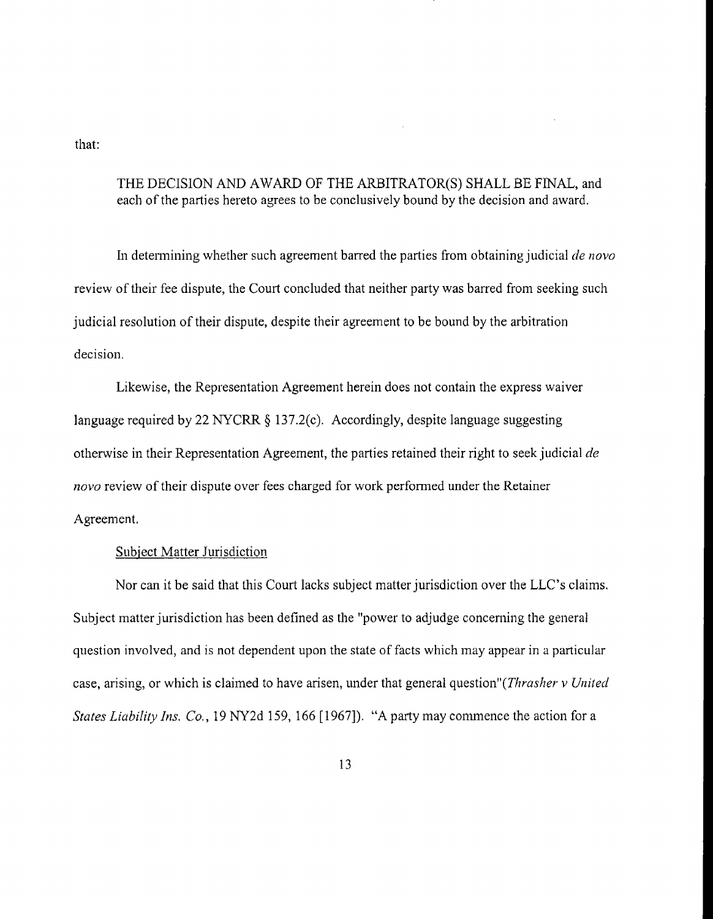that:

> THE DECISION AND AWARD OF THE ARBITRATOR(S) SHALL BE FINAL, and each of the parties hereto agrees to be conclusively bound by the decision and award.

In determining whether such agreement barred the parties from obtaining judicial *de novo* review of their fee dispute, the Court concluded that neither party was barred from seeking such judicial resolution of their dispute, despite their agreement to be bound by the arbitration decision.

Likewise, the Representation Agreement herein does not contain the express waiver language required by 22 NYCRR § 137.2(c). Accordingly, despite language suggesting otherwise in their Representation Agreement, the parties retained their right to seek judicial *de novo* review of their dispute over fees charged for work performed under the Retainer Agreement.

Subject Matter Jurisdiction

Nor can it be said that this Court lacks subject matter jurisdiction over the LLC's claims. Subject matter jurisdiction has been defined as the "power to adjudge concerning the general question involved, and is not dependent upon the state of facts which may appear in a particular case, arising, or which is claimed to have arisen, under that general question"(*Thrasher v United States Liability Ins. Co.*, 19 NY2d 159, 166 [1967]). "A party may commence the action for a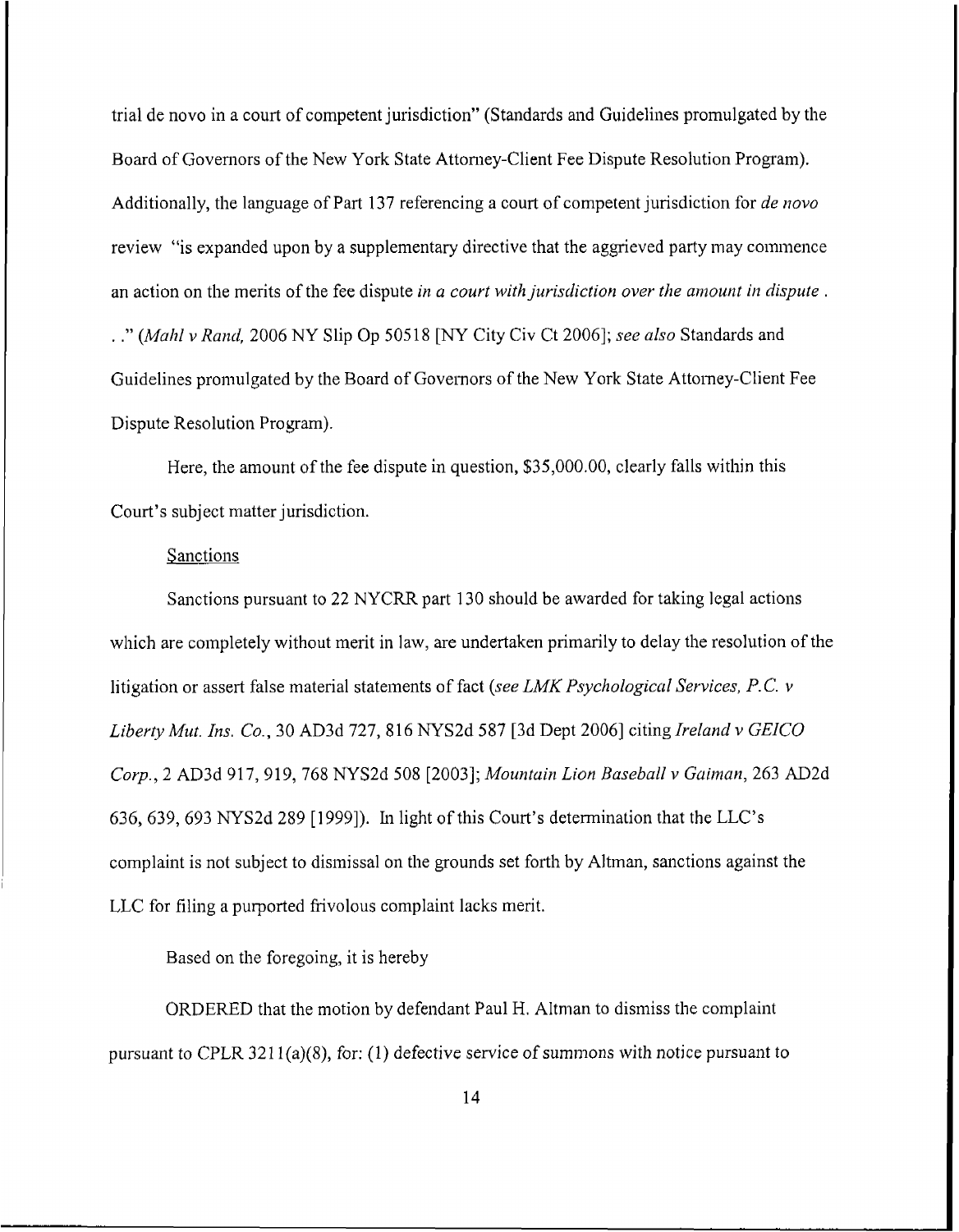trial de novo in a court of competent jurisdiction" (Standards and Guidelines promulgated by the Board of Governors of the New York State Attorney-Client Fee Dispute Resolution Program). Additionally, the language of Part 137 referencing a court of competent jurisdiction for *de novo* review "is expanded upon by a supplementary directive that the aggrieved party may commence an action on the merits of the fee dispute *in a court with jurisdiction over the amount in dispute . . .*" (*Mahl v Rand,* 2006 NY Slip Op 50518 [NY City Civ Ct 2006]; *see also* Standards and Guidelines promulgated by the Board of Governors of the New York State Attorney-Client Fee Dispute Resolution Program).

Here, the amount of the fee dispute in question, $35,000.00, clearly falls within this Court's subject matter jurisdiction.

Sanctions

Sanctions pursuant to 22 NYCRR part 130 should be awarded for taking legal actions which are completely without merit in law, are undertaken primarily to delay the resolution of the litigation or assert false material statements of fact (*see LMK Psychological Services, P.C. v Liberty Mut. Ins. Co.*, 30 AD3d 727, 816 NYS2d 587 [3d Dept 2006] citing *Ireland v GEICO Corp.*, 2 AD3d 917, 919, 768 NYS2d 508 [2003]; *Mountain Lion Baseball v Gaiman*, 263 AD2d 636, 639, 693 NYS2d 289 [1999]). In light of this Court's determination that the LLC's complaint is not subject to dismissal on the grounds set forth by Altman, sanctions against the LLC for filing a purported frivolous complaint lacks merit.

Based on the foregoing, it is hereby

ORDERED that the motion by defendant Paul H. Altman to dismiss the complaint pursuant to CPLR 3211(a)(8), for: (1) defective service of summons with notice pursuant to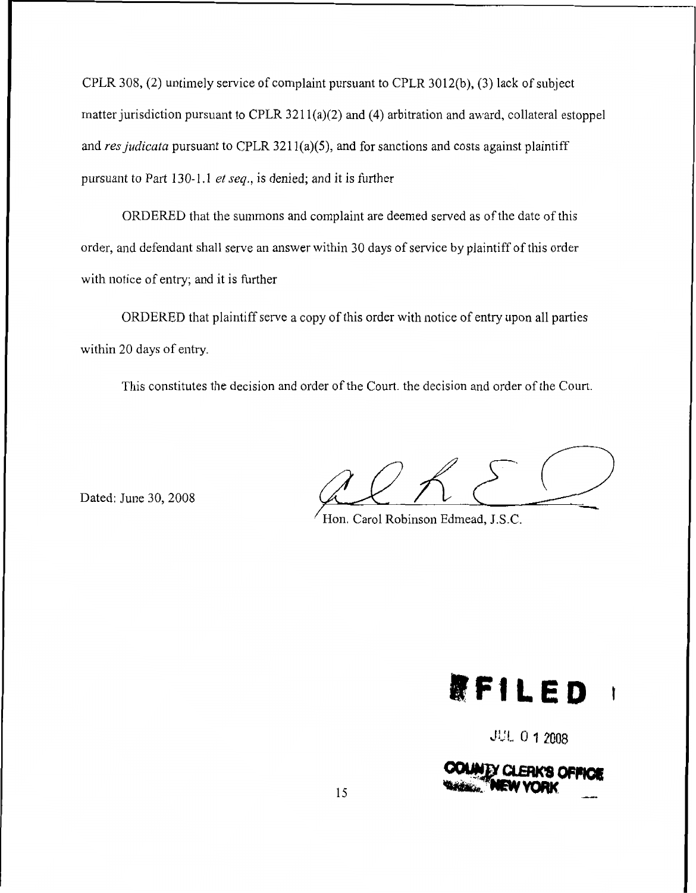CPLR 308, (2) untimely service of complaint pursuant to CPLR 3012(b), (3) lack of subject matter jurisdiction pursuant to CPLR 3211(a)(2) and (4) arbitration and award, collateral estoppel and *res judicata* pursuant to CPLR 3211(a)(5), and for sanctions and costs against plaintiff pursuant to Part 130-1.1 *et seq.*, is denied; and it is further

ORDERED that the summons and complaint are deemed served as of the date of this order, and defendant shall serve an answer within 30 days of service by plaintiff of this order with notice of entry; and it is further

ORDERED that plaintiff serve a copy of this order with notice of entry upon all parties within 20 days of entry.

This constitutes the decision and order of the Court. the decision and order of the Court.

Dated: June 30, 2008

Hon. Carol Robinson Edmead, J.S.C.

**FILED**

JUL 01 2008

COUNTY CLERK'S OFFICE
NEW YORK